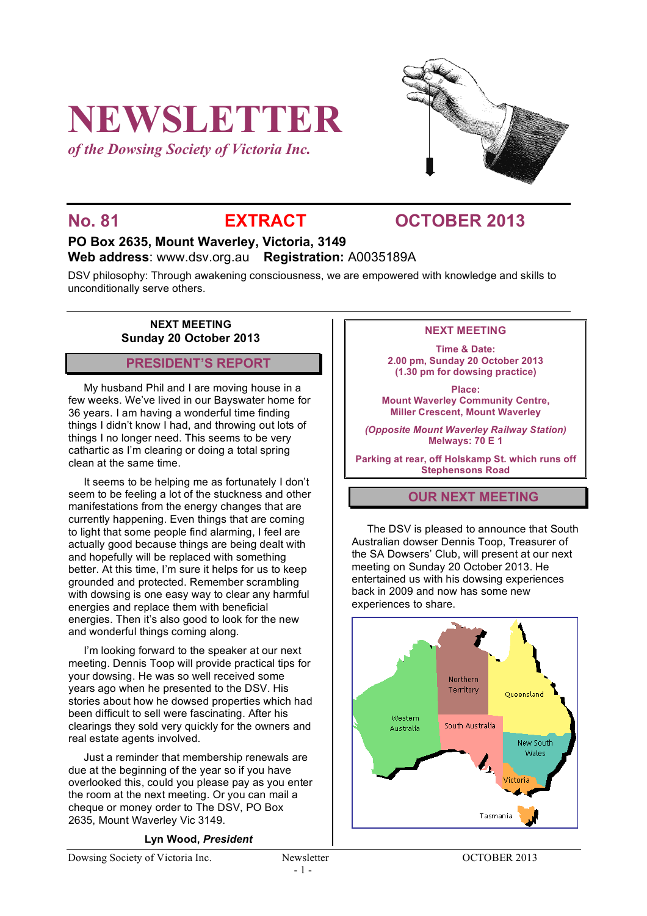# NEWSLETTER

*of the Dowsing Society of Victoria Inc.*

## No. 81 EXTRACT OCTOBER 2013

**PO Box 2635, Mount Waverley, Victoria, 3149**
**Web address**: www.dsv.org.au **Registration:** A0035189A

DSV philosophy: Through awakening consciousness, we are empowered with knowledge and skills to unconditionally serve others.

**NEXT MEETING**
**Sunday 20 October 2013**

## PRESIDENT'S REPORT

My husband Phil and I are moving house in a few weeks. We've lived in our Bayswater home for 36 years. I am having a wonderful time finding things I didn't know I had, and throwing out lots of things I no longer need. This seems to be very cathartic as I'm clearing or doing a total spring clean at the same time.

It seems to be helping me as fortunately I don't seem to be feeling a lot of the stuckness and other manifestations from the energy changes that are currently happening. Even things that are coming to light that some people find alarming, I feel are actually good because things are being dealt with and hopefully will be replaced with something better. At this time, I'm sure it helps for us to keep grounded and protected. Remember scrambling with dowsing is one easy way to clear any harmful energies and replace them with beneficial energies. Then it's also good to look for the new and wonderful things coming along.

I'm looking forward to the speaker at our next meeting. Dennis Toop will provide practical tips for your dowsing. He was so well received some years ago when he presented to the DSV. His stories about how he dowsed properties which had been difficult to sell were fascinating. After his clearings they sold very quickly for the owners and real estate agents involved.

Just a reminder that membership renewals are due at the beginning of the year so if you have overlooked this, could you please pay as you enter the room at the next meeting. Or you can mail a cheque or money order to The DSV, PO Box 2635, Mount Waverley Vic 3149.

**Lyn Wood, *President***

**NEXT MEETING**

**Time & Date:**
**2.00 pm, Sunday 20 October 2013**
**(1.30 pm for dowsing practice)**

**Place:**
**Mount Waverley Community Centre,**
**Miller Crescent, Mount Waverley**

***(Opposite Mount Waverley Railway Station)***
**Melways: 70 E 1**

**Parking at rear, off Holskamp St. which runs off Stephensons Road**

## OUR NEXT MEETING

The DSV is pleased to announce that South Australian dowser Dennis Toop, Treasurer of the SA Dowsers' Club, will present at our next meeting on Sunday 20 October 2013. He entertained us with his dowsing experiences back in 2009 and now has some new experiences to share.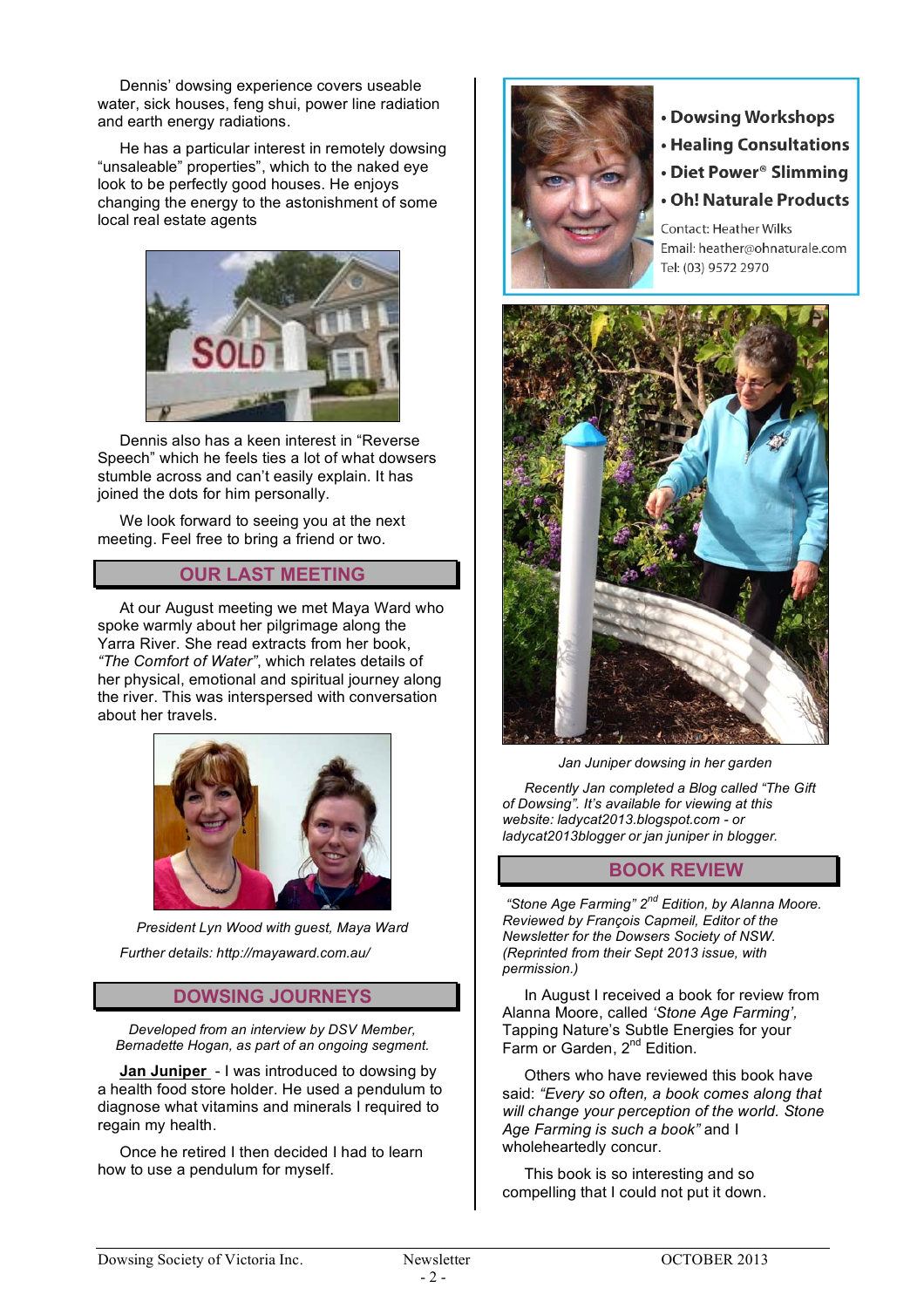Dennis' dowsing experience covers useable water, sick houses, feng shui, power line radiation and earth energy radiations.

He has a particular interest in remotely dowsing "unsaleable" properties", which to the naked eye look to be perfectly good houses. He enjoys changing the energy to the astonishment of some local real estate agents

Dennis also has a keen interest in "Reverse Speech" which he feels ties a lot of what dowsers stumble across and can't easily explain. It has joined the dots for him personally.

We look forward to seeing you at the next meeting. Feel free to bring a friend or two.

## OUR LAST MEETING

At our August meeting we met Maya Ward who spoke warmly about her pilgrimage along the Yarra River. She read extracts from her book, *"The Comfort of Water"*, which relates details of her physical, emotional and spiritual journey along the river. This was interspersed with conversation about her travels.

*President Lyn Wood with guest, Maya Ward*

*Further details: http://mayaward.com.au/*

## DOWSING JOURNEYS

*Developed from an interview by DSV Member, Bernadette Hogan, as part of an ongoing segment.*

**Jan Juniper** - I was introduced to dowsing by a health food store holder. He used a pendulum to diagnose what vitamins and minerals I required to regain my health.

Once he retired I then decided I had to learn how to use a pendulum for myself.

- **Dowsing Workshops**
- **Healing Consultations**
- **Diet Power® Slimming**
- **Oh! Naturale Products**

Contact: Heather Wilks
Email: heather@ohnaturale.com
Tel: (03) 9572 2970

*Jan Juniper dowsing in her garden*

*Recently Jan completed a Blog called "The Gift of Dowsing". It's available for viewing at this website: ladycat2013.blogspot.com - or ladycat2013blogger or jan juniper in blogger.*

## BOOK REVIEW

*"Stone Age Farming" 2nd Edition, by Alanna Moore. Reviewed by François Capmeil, Editor of the Newsletter for the Dowsers Society of NSW. (Reprinted from their Sept 2013 issue, with permission.)*

In August I received a book for review from Alanna Moore, called *'Stone Age Farming'*, Tapping Nature's Subtle Energies for your Farm or Garden, 2nd Edition.

Others who have reviewed this book have said: *"Every so often, a book comes along that will change your perception of the world. Stone Age Farming is such a book"* and I wholeheartedly concur.

This book is so interesting and so compelling that I could not put it down.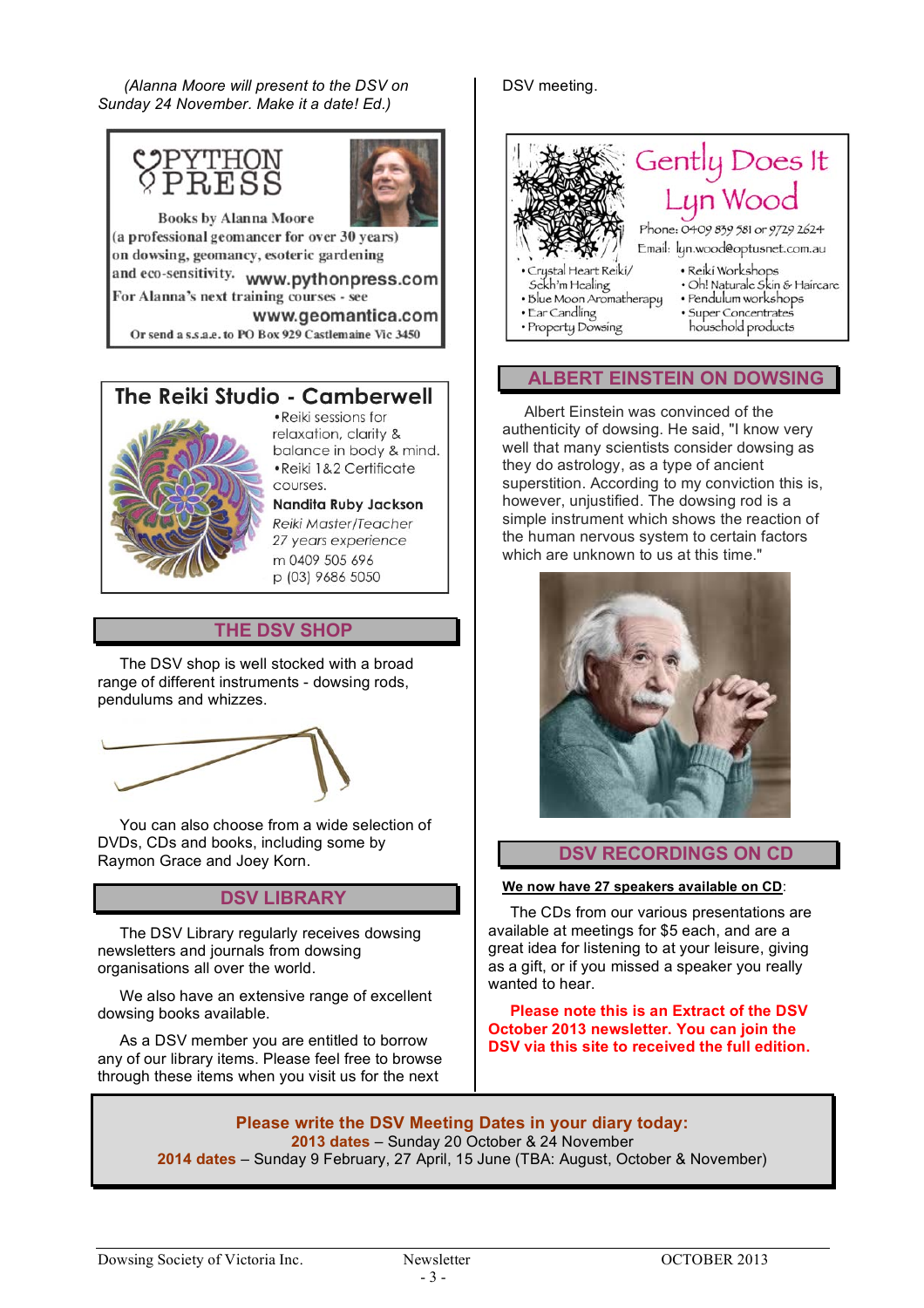*(Alanna Moore will present to the DSV on Sunday 24 November. Make it a date! Ed.)*

PYTHON PRESS

Books by Alanna Moore
(a professional geomancer for over 30 years)
on dowsing, geomancy, esoteric gardening
and eco-sensitivity. www.pythonpress.com
For Alanna's next training courses - see
www.geomantica.com
Or send a s.s.a.e. to PO Box 929 Castlemaine Vic 3450

**The Reiki Studio - Camberwell**

- Reiki sessions for relaxation, clarity & balance in body & mind.
- Reiki 1&2 Certificate courses.

**Nandita Ruby Jackson**
*Reiki Master/Teacher*
*27 years experience*
m 0409 505 696
p (03) 9686 5050

## THE DSV SHOP

The DSV shop is well stocked with a broad range of different instruments - dowsing rods, pendulums and whizzes.

You can also choose from a wide selection of DVDs, CDs and books, including some by Raymon Grace and Joey Korn.

## DSV LIBRARY

The DSV Library regularly receives dowsing newsletters and journals from dowsing organisations all over the world.

We also have an extensive range of excellent dowsing books available.

As a DSV member you are entitled to borrow any of our library items. Please feel free to browse through these items when you visit us for the next DSV meeting.

Gently Does It
Lyn Wood
Phone: 0409 839 581 or 9729 2624
Email: lyn.wood@optusnet.com.au

- Crystal Heart Reiki/ Sekh'm Healing
- Blue Moon Aromatherapy
- Ear Candling
- Property Dowsing
- Reiki Workshops
- Oh! Naturale Skin & Haircare
- Pendulum workshops
- Super Concentrates household products

## ALBERT EINSTEIN ON DOWSING

Albert Einstein was convinced of the authenticity of dowsing. He said, "I know very well that many scientists consider dowsing as they do astrology, as a type of ancient superstition. According to my conviction this is, however, unjustified. The dowsing rod is a simple instrument which shows the reaction of the human nervous system to certain factors which are unknown to us at this time."

## DSV RECORDINGS ON CD

**We now have 27 speakers available on CD**:

The CDs from our various presentations are available at meetings for $5 each, and are a great idea for listening to at your leisure, giving as a gift, or if you missed a speaker you really wanted to hear.

**Please note this is an Extract of the DSV October 2013 newsletter. You can join the DSV via this site to received the full edition.**

**Please write the DSV Meeting Dates in your diary today:**
**2013 dates** – Sunday 20 October & 24 November
**2014 dates** – Sunday 9 February, 27 April, 15 June (TBA: August, October & November)